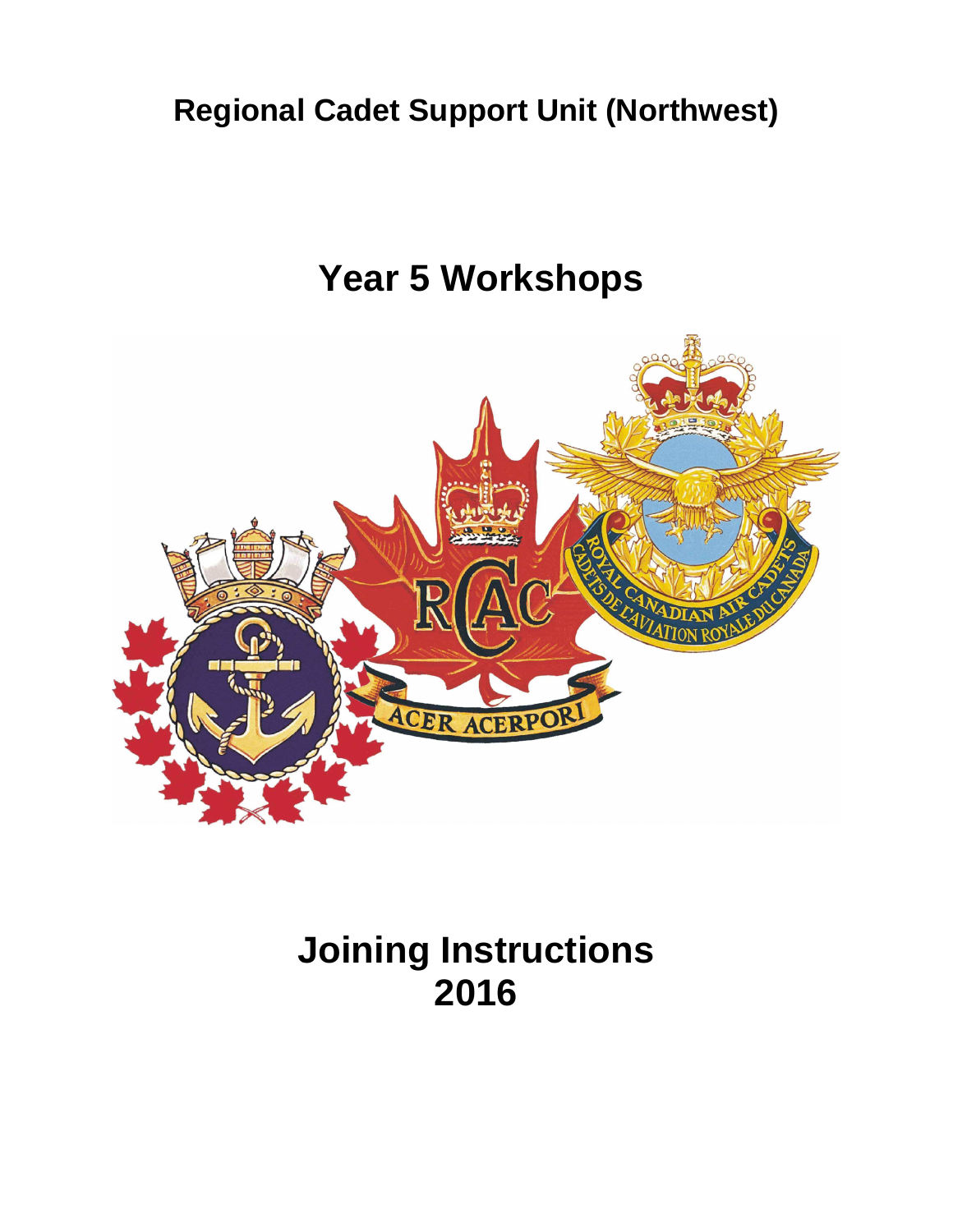# Regional Cadet Support Unit (Northwest)

# Year 5 Workshops

# Joining Instructions 2016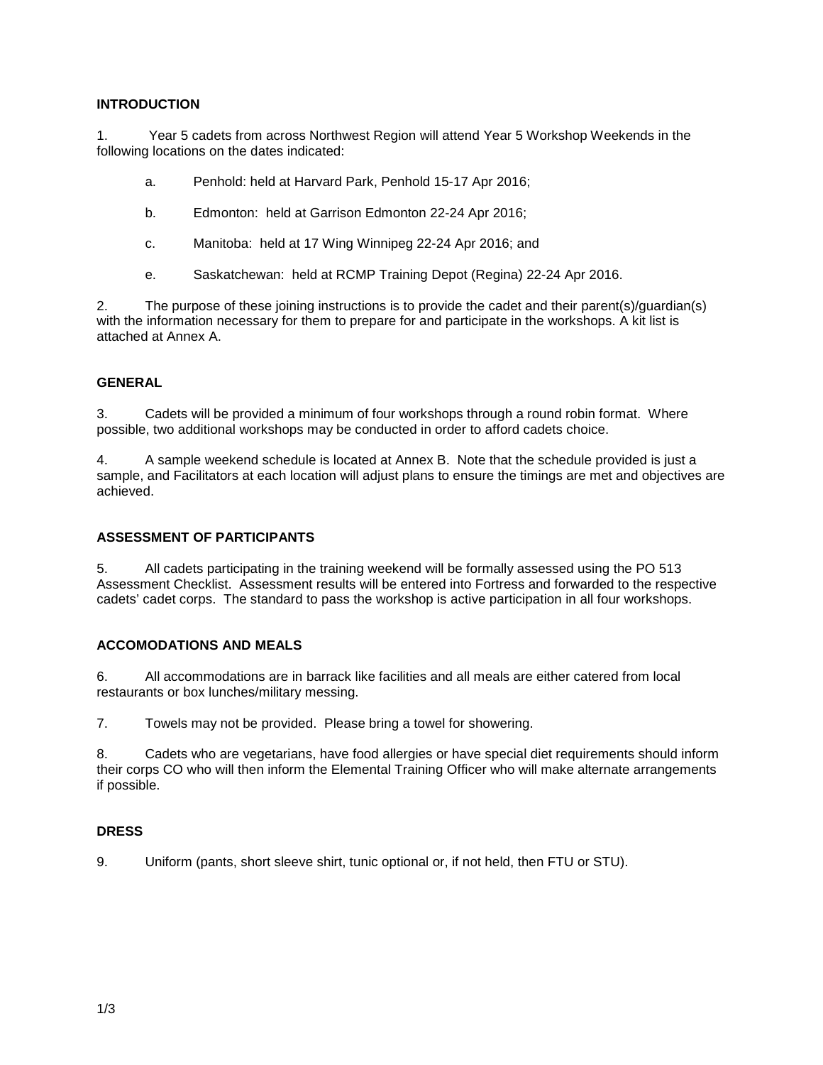**INTRODUCTION**

1. Year 5 cadets from across Northwest Region will attend Year 5 Workshop Weekends in the following locations on the dates indicated:

   a. Penhold: held at Harvard Park, Penhold 15-17 Apr 2016;

   b. Edmonton: held at Garrison Edmonton 22-24 Apr 2016;

   c. Manitoba: held at 17 Wing Winnipeg 22-24 Apr 2016; and

   e. Saskatchewan: held at RCMP Training Depot (Regina) 22-24 Apr 2016.

2. The purpose of these joining instructions is to provide the cadet and their parent(s)/guardian(s) with the information necessary for them to prepare for and participate in the workshops. A kit list is attached at Annex A.

**GENERAL**

3. Cadets will be provided a minimum of four workshops through a round robin format. Where possible, two additional workshops may be conducted in order to afford cadets choice.

4. A sample weekend schedule is located at Annex B. Note that the schedule provided is just a sample, and Facilitators at each location will adjust plans to ensure the timings are met and objectives are achieved.

**ASSESSMENT OF PARTICIPANTS**

5. All cadets participating in the training weekend will be formally assessed using the PO 513 Assessment Checklist. Assessment results will be entered into Fortress and forwarded to the respective cadets' cadet corps. The standard to pass the workshop is active participation in all four workshops.

**ACCOMODATIONS AND MEALS**

6. All accommodations are in barrack like facilities and all meals are either catered from local restaurants or box lunches/military messing.

7. Towels may not be provided. Please bring a towel for showering.

8. Cadets who are vegetarians, have food allergies or have special diet requirements should inform their corps CO who will then inform the Elemental Training Officer who will make alternate arrangements if possible.

**DRESS**

9. Uniform (pants, short sleeve shirt, tunic optional or, if not held, then FTU or STU).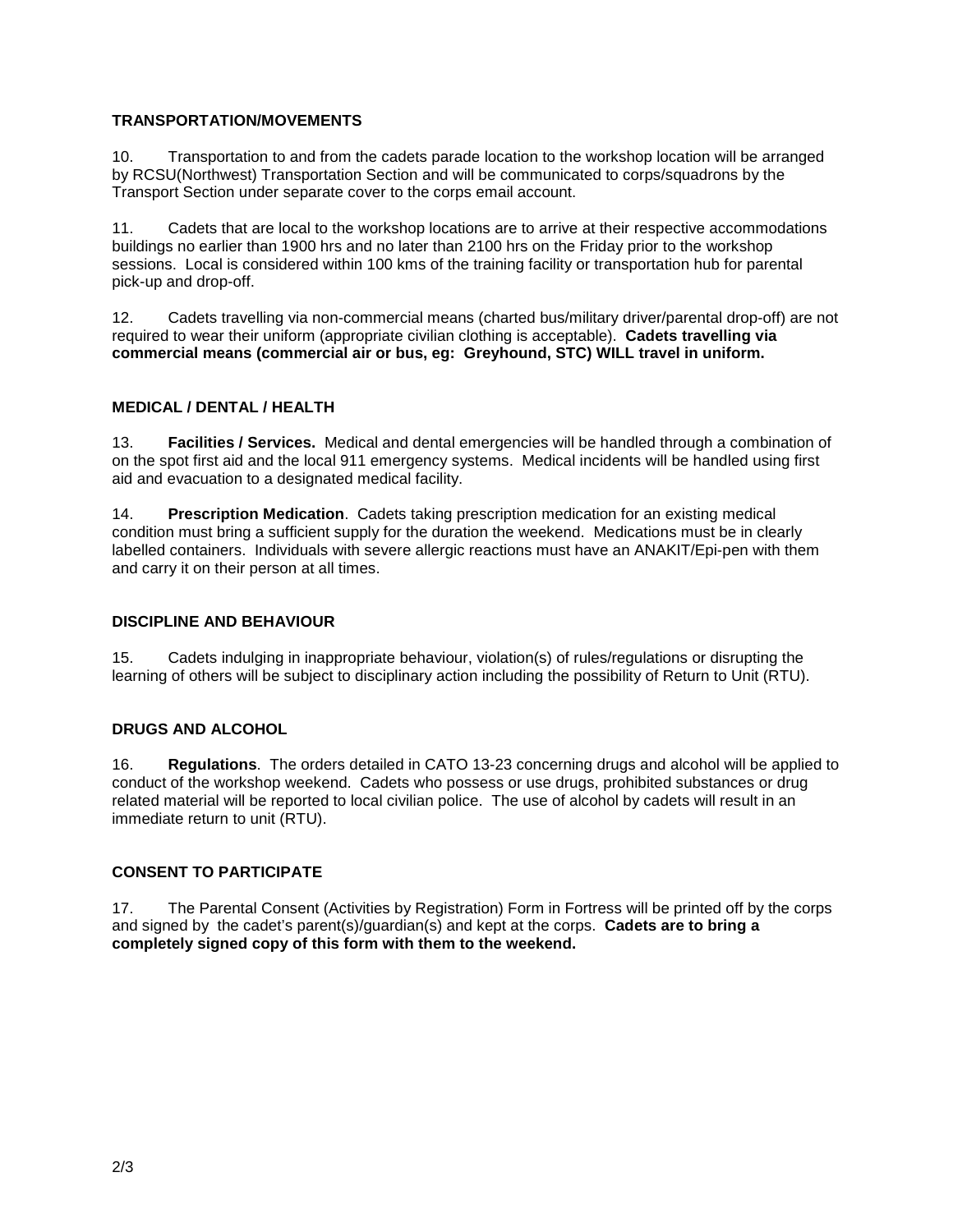**TRANSPORTATION/MOVEMENTS**

10. Transportation to and from the cadets parade location to the workshop location will be arranged by RCSU(Northwest) Transportation Section and will be communicated to corps/squadrons by the Transport Section under separate cover to the corps email account.

11. Cadets that are local to the workshop locations are to arrive at their respective accommodations buildings no earlier than 1900 hrs and no later than 2100 hrs on the Friday prior to the workshop sessions. Local is considered within 100 kms of the training facility or transportation hub for parental pick-up and drop-off.

12. Cadets travelling via non-commercial means (charted bus/military driver/parental drop-off) are not required to wear their uniform (appropriate civilian clothing is acceptable). **Cadets travelling via commercial means (commercial air or bus, eg: Greyhound, STC) WILL travel in uniform.**

**MEDICAL / DENTAL / HEALTH**

13. **Facilities / Services.** Medical and dental emergencies will be handled through a combination of on the spot first aid and the local 911 emergency systems. Medical incidents will be handled using first aid and evacuation to a designated medical facility.

14. **Prescription Medication**. Cadets taking prescription medication for an existing medical condition must bring a sufficient supply for the duration the weekend. Medications must be in clearly labelled containers. Individuals with severe allergic reactions must have an ANAKIT/Epi-pen with them and carry it on their person at all times.

**DISCIPLINE AND BEHAVIOUR**

15. Cadets indulging in inappropriate behaviour, violation(s) of rules/regulations or disrupting the learning of others will be subject to disciplinary action including the possibility of Return to Unit (RTU).

**DRUGS AND ALCOHOL**

16. **Regulations**. The orders detailed in CATO 13-23 concerning drugs and alcohol will be applied to conduct of the workshop weekend. Cadets who possess or use drugs, prohibited substances or drug related material will be reported to local civilian police. The use of alcohol by cadets will result in an immediate return to unit (RTU).

**CONSENT TO PARTICIPATE**

17. The Parental Consent (Activities by Registration) Form in Fortress will be printed off by the corps and signed by the cadet's parent(s)/guardian(s) and kept at the corps. **Cadets are to bring a completely signed copy of this form with them to the weekend.**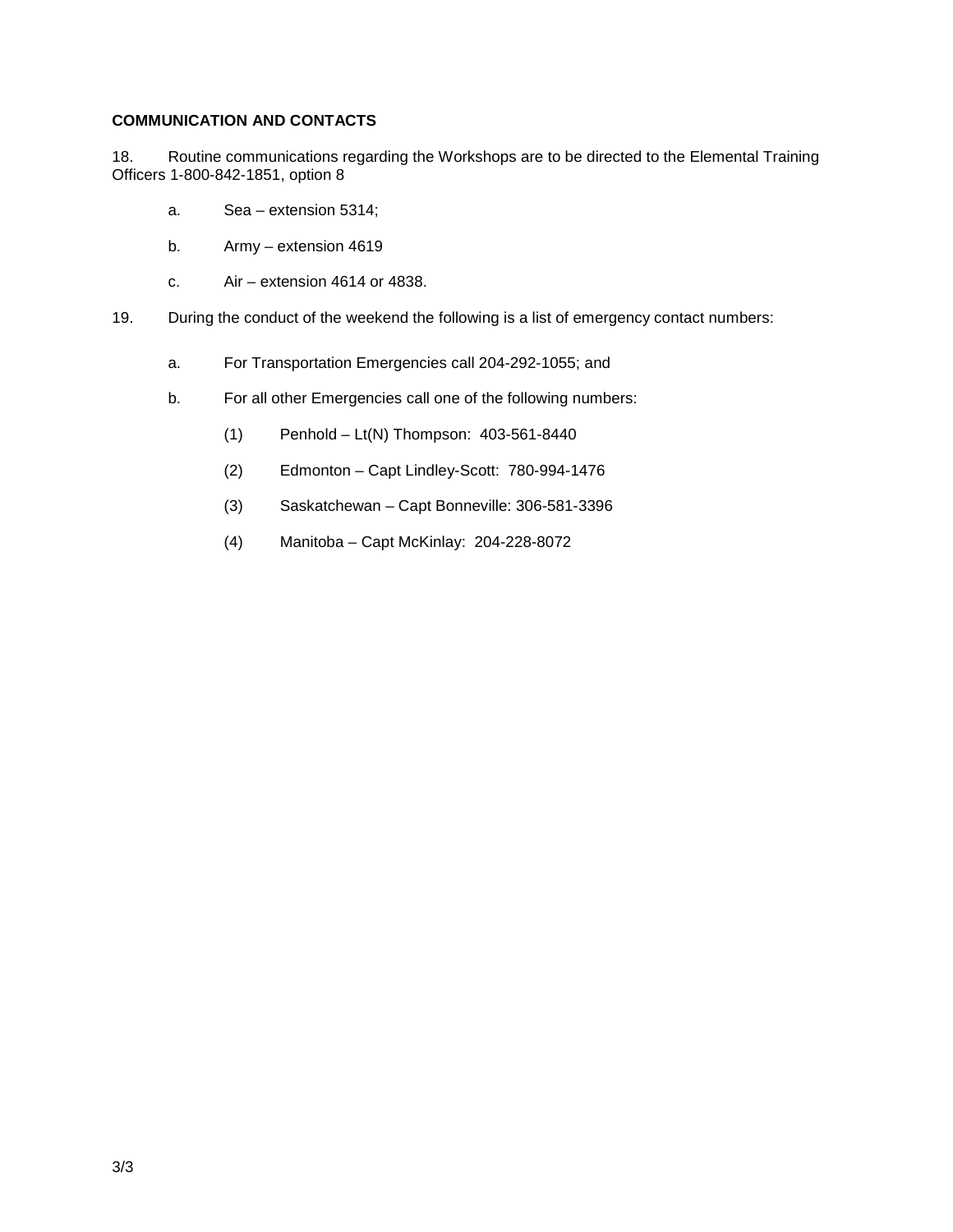**COMMUNICATION AND CONTACTS**

18. Routine communications regarding the Workshops are to be directed to the Elemental Training Officers 1-800-842-1851, option 8

  a. Sea – extension 5314;

  b. Army – extension 4619

  c. Air – extension 4614 or 4838.

19. During the conduct of the weekend the following is a list of emergency contact numbers:

  a. For Transportation Emergencies call 204-292-1055; and

  b. For all other Emergencies call one of the following numbers:

    (1) Penhold – Lt(N) Thompson: 403-561-8440

    (2) Edmonton – Capt Lindley-Scott: 780-994-1476

    (3) Saskatchewan – Capt Bonneville: 306-581-3396

    (4) Manitoba – Capt McKinlay: 204-228-8072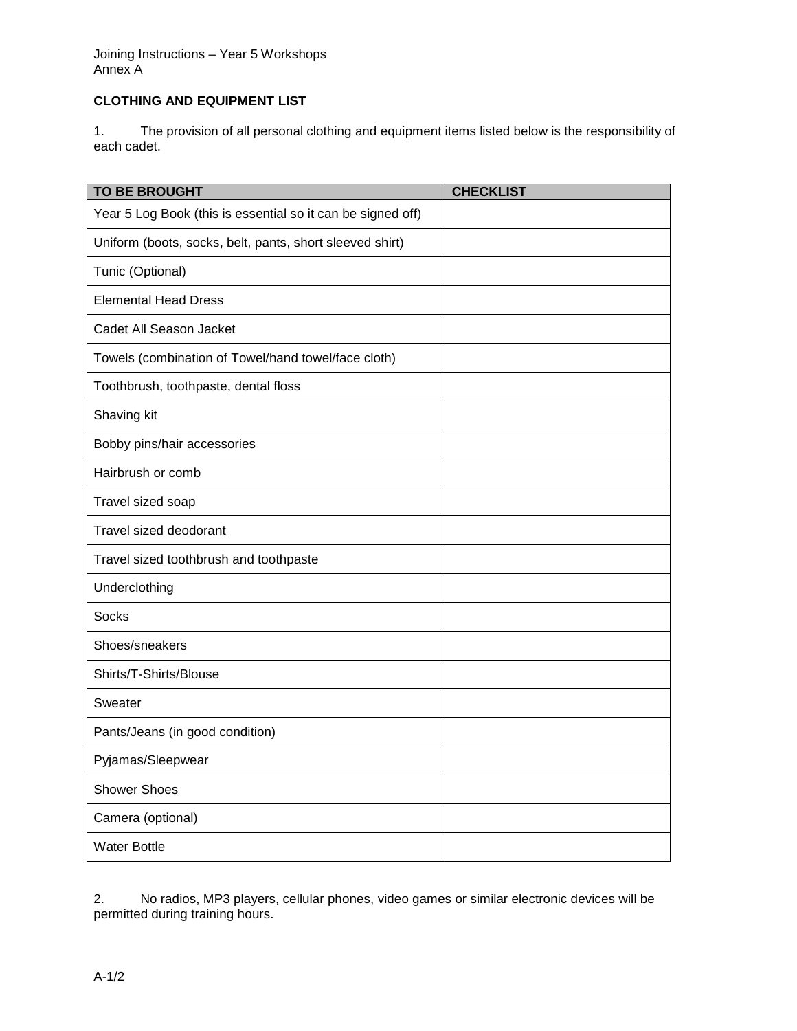Joining Instructions – Year 5 Workshops
Annex A

**CLOTHING AND EQUIPMENT LIST**

1. The provision of all personal clothing and equipment items listed below is the responsibility of each cadet.

| TO BE BROUGHT | CHECKLIST |
|---|---|
| Year 5 Log Book (this is essential so it can be signed off) | |
| Uniform (boots, socks, belt, pants, short sleeved shirt) | |
| Tunic (Optional) | |
| Elemental Head Dress | |
| Cadet All Season Jacket | |
| Towels (combination of Towel/hand towel/face cloth) | |
| Toothbrush, toothpaste, dental floss | |
| Shaving kit | |
| Bobby pins/hair accessories | |
| Hairbrush or comb | |
| Travel sized soap | |
| Travel sized deodorant | |
| Travel sized toothbrush and toothpaste | |
| Underclothing | |
| Socks | |
| Shoes/sneakers | |
| Shirts/T-Shirts/Blouse | |
| Sweater | |
| Pants/Jeans (in good condition) | |
| Pyjamas/Sleepwear | |
| Shower Shoes | |
| Camera (optional) | |
| Water Bottle | |

2. No radios, MP3 players, cellular phones, video games or similar electronic devices will be permitted during training hours.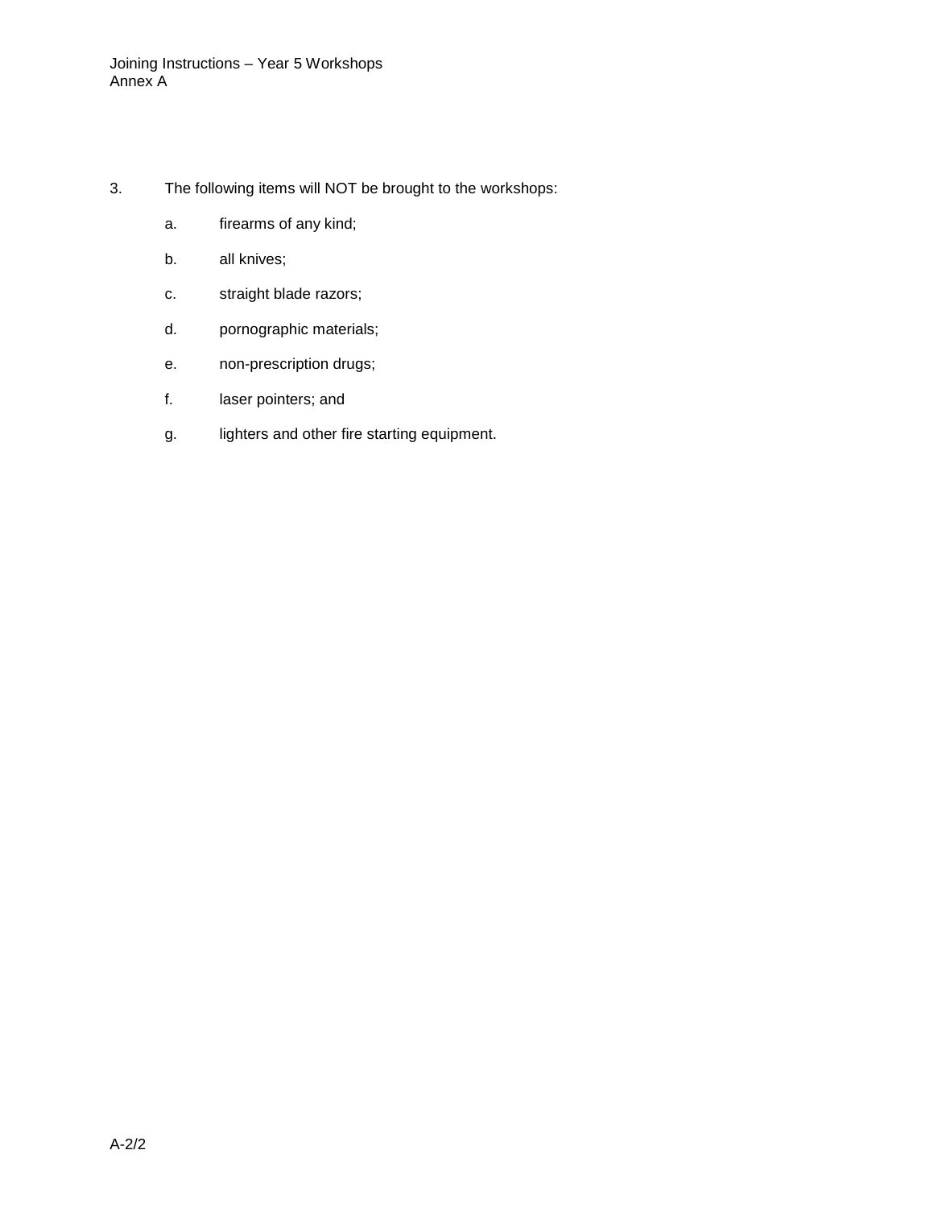3. The following items will NOT be brought to the workshops:

    a. firearms of any kind;

    b. all knives;

    c. straight blade razors;

    d. pornographic materials;

    e. non-prescription drugs;

    f. laser pointers; and

    g. lighters and other fire starting equipment.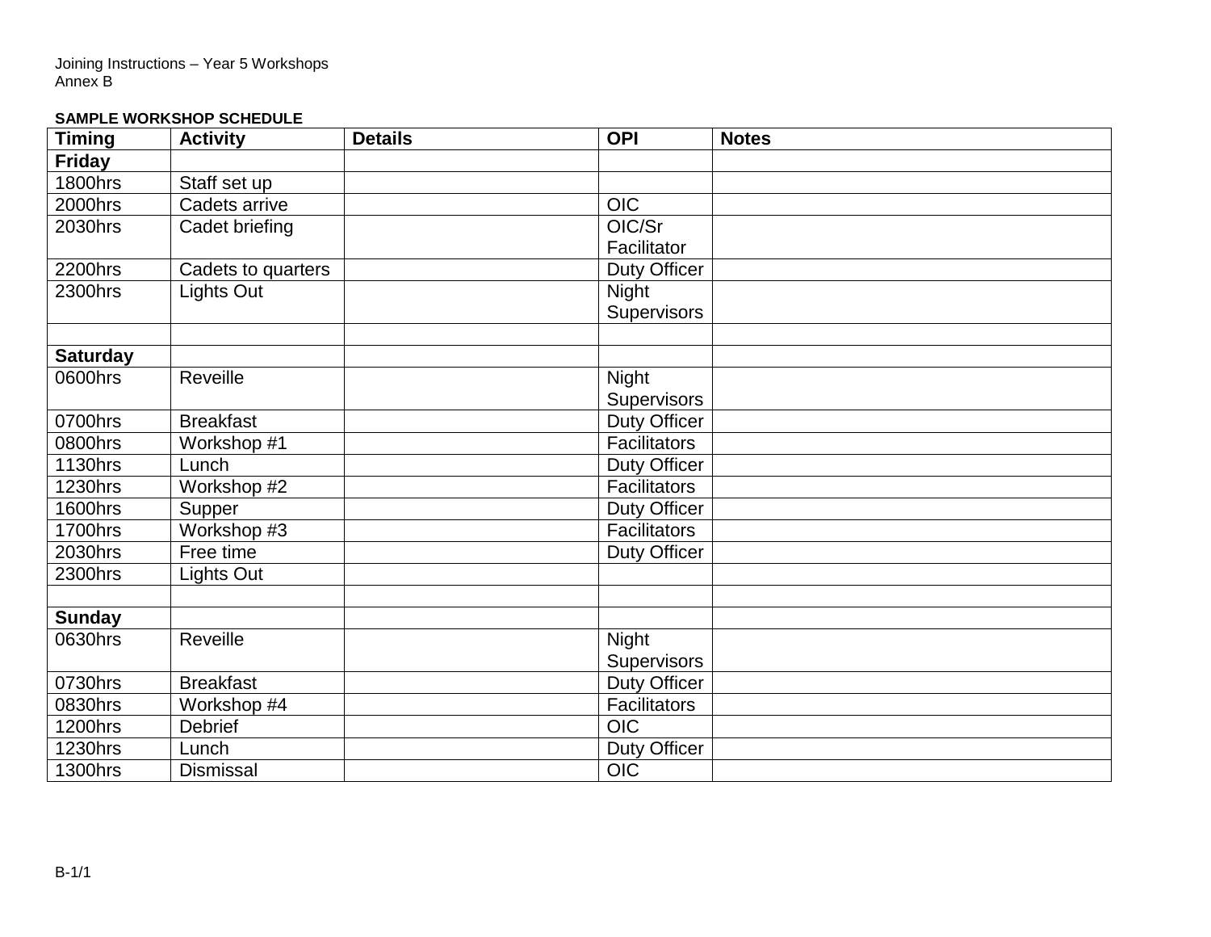Joining Instructions – Year 5 Workshops
Annex B

**SAMPLE WORKSHOP SCHEDULE**

| Timing | Activity | Details | OPI | Notes |
|---|---|---|---|---|
| **Friday** | | | | |
| 1800hrs | Staff set up | | | |
| 2000hrs | Cadets arrive | | OIC | |
| 2030hrs | Cadet briefing | | OIC/Sr Facilitator | |
| 2200hrs | Cadets to quarters | | Duty Officer | |
| 2300hrs | Lights Out | | Night Supervisors | |
| | | | | |
| **Saturday** | | | | |
| 0600hrs | Reveille | | Night Supervisors | |
| 0700hrs | Breakfast | | Duty Officer | |
| 0800hrs | Workshop #1 | | Facilitators | |
| 1130hrs | Lunch | | Duty Officer | |
| 1230hrs | Workshop #2 | | Facilitators | |
| 1600hrs | Supper | | Duty Officer | |
| 1700hrs | Workshop #3 | | Facilitators | |
| 2030hrs | Free time | | Duty Officer | |
| 2300hrs | Lights Out | | | |
| | | | | |
| **Sunday** | | | | |
| 0630hrs | Reveille | | Night Supervisors | |
| 0730hrs | Breakfast | | Duty Officer | |
| 0830hrs | Workshop #4 | | Facilitators | |
| 1200hrs | Debrief | | OIC | |
| 1230hrs | Lunch | | Duty Officer | |
| 1300hrs | Dismissal | | OIC | |